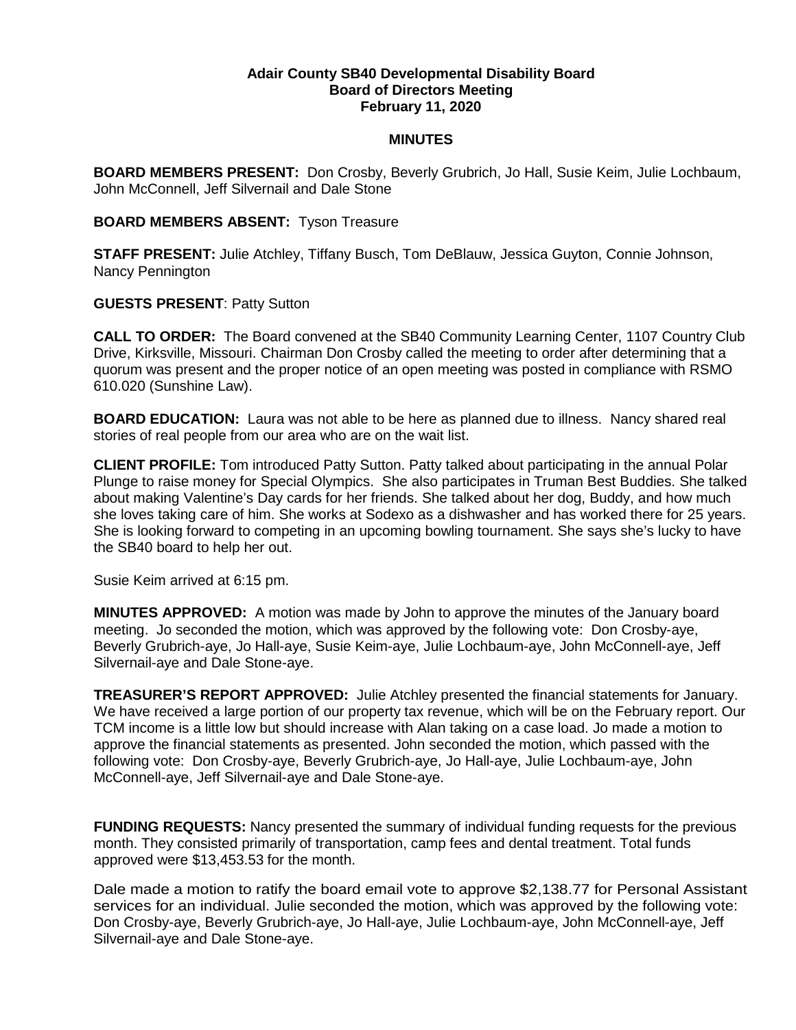**Adair County SB40 Developmental Disability Board**
**Board of Directors Meeting**
**February 11, 2020**

**MINUTES**

**BOARD MEMBERS PRESENT:** Don Crosby, Beverly Grubrich, Jo Hall, Susie Keim, Julie Lochbaum, John McConnell, Jeff Silvernail and Dale Stone

**BOARD MEMBERS ABSENT:** Tyson Treasure

**STAFF PRESENT:** Julie Atchley, Tiffany Busch, Tom DeBlauw, Jessica Guyton, Connie Johnson, Nancy Pennington

**GUESTS PRESENT**: Patty Sutton

**CALL TO ORDER:** The Board convened at the SB40 Community Learning Center, 1107 Country Club Drive, Kirksville, Missouri. Chairman Don Crosby called the meeting to order after determining that a quorum was present and the proper notice of an open meeting was posted in compliance with RSMO 610.020 (Sunshine Law).

**BOARD EDUCATION:** Laura was not able to be here as planned due to illness. Nancy shared real stories of real people from our area who are on the wait list.

**CLIENT PROFILE:** Tom introduced Patty Sutton. Patty talked about participating in the annual Polar Plunge to raise money for Special Olympics. She also participates in Truman Best Buddies. She talked about making Valentine's Day cards for her friends. She talked about her dog, Buddy, and how much she loves taking care of him. She works at Sodexo as a dishwasher and has worked there for 25 years. She is looking forward to competing in an upcoming bowling tournament. She says she's lucky to have the SB40 board to help her out.

Susie Keim arrived at 6:15 pm.

**MINUTES APPROVED:** A motion was made by John to approve the minutes of the January board meeting. Jo seconded the motion, which was approved by the following vote: Don Crosby-aye, Beverly Grubrich-aye, Jo Hall-aye, Susie Keim-aye, Julie Lochbaum-aye, John McConnell-aye, Jeff Silvernail-aye and Dale Stone-aye.

**TREASURER'S REPORT APPROVED:** Julie Atchley presented the financial statements for January. We have received a large portion of our property tax revenue, which will be on the February report. Our TCM income is a little low but should increase with Alan taking on a case load. Jo made a motion to approve the financial statements as presented. John seconded the motion, which passed with the following vote: Don Crosby-aye, Beverly Grubrich-aye, Jo Hall-aye, Julie Lochbaum-aye, John McConnell-aye, Jeff Silvernail-aye and Dale Stone-aye.

**FUNDING REQUESTS:** Nancy presented the summary of individual funding requests for the previous month. They consisted primarily of transportation, camp fees and dental treatment. Total funds approved were $13,453.53 for the month.

Dale made a motion to ratify the board email vote to approve $2,138.77 for Personal Assistant services for an individual. Julie seconded the motion, which was approved by the following vote: Don Crosby-aye, Beverly Grubrich-aye, Jo Hall-aye, Julie Lochbaum-aye, John McConnell-aye, Jeff Silvernail-aye and Dale Stone-aye.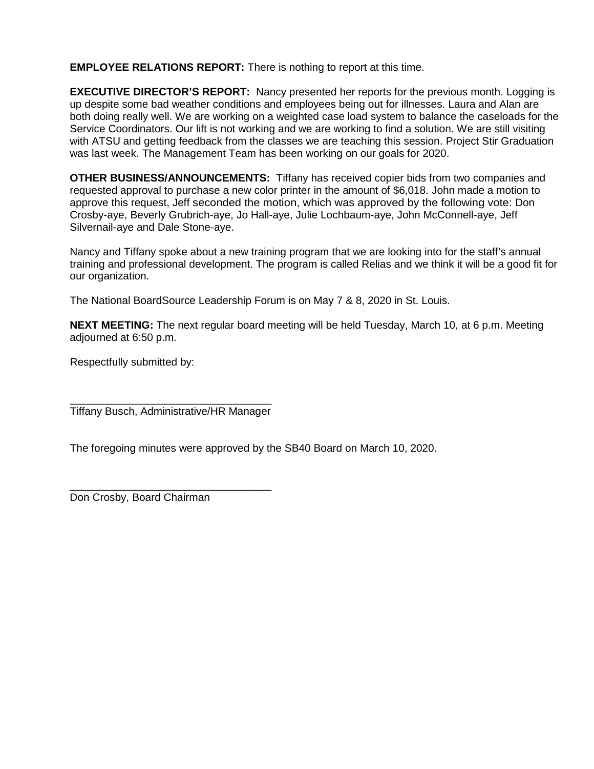**EMPLOYEE RELATIONS REPORT:** There is nothing to report at this time.

**EXECUTIVE DIRECTOR'S REPORT:** Nancy presented her reports for the previous month. Logging is up despite some bad weather conditions and employees being out for illnesses. Laura and Alan are both doing really well. We are working on a weighted case load system to balance the caseloads for the Service Coordinators. Our lift is not working and we are working to find a solution. We are still visiting with ATSU and getting feedback from the classes we are teaching this session. Project Stir Graduation was last week. The Management Team has been working on our goals for 2020.

**OTHER BUSINESS/ANNOUNCEMENTS:** Tiffany has received copier bids from two companies and requested approval to purchase a new color printer in the amount of $6,018. John made a motion to approve this request, Jeff seconded the motion, which was approved by the following vote: Don Crosby-aye, Beverly Grubrich-aye, Jo Hall-aye, Julie Lochbaum-aye, John McConnell-aye, Jeff Silvernail-aye and Dale Stone-aye.

Nancy and Tiffany spoke about a new training program that we are looking into for the staff's annual training and professional development. The program is called Relias and we think it will be a good fit for our organization.

The National BoardSource Leadership Forum is on May 7 & 8, 2020 in St. Louis.

**NEXT MEETING:** The next regular board meeting will be held Tuesday, March 10, at 6 p.m. Meeting adjourned at 6:50 p.m.

Respectfully submitted by:

\_\_\_\_\_\_\_\_\_\_\_\_\_\_\_\_\_\_\_\_\_\_\_\_\_\_\_\_\_\_\_\_\_\_

Tiffany Busch, Administrative/HR Manager

The foregoing minutes were approved by the SB40 Board on March 10, 2020.

\_\_\_\_\_\_\_\_\_\_\_\_\_\_\_\_\_\_\_\_\_\_\_\_\_\_\_\_\_\_\_\_\_\_

Don Crosby, Board Chairman